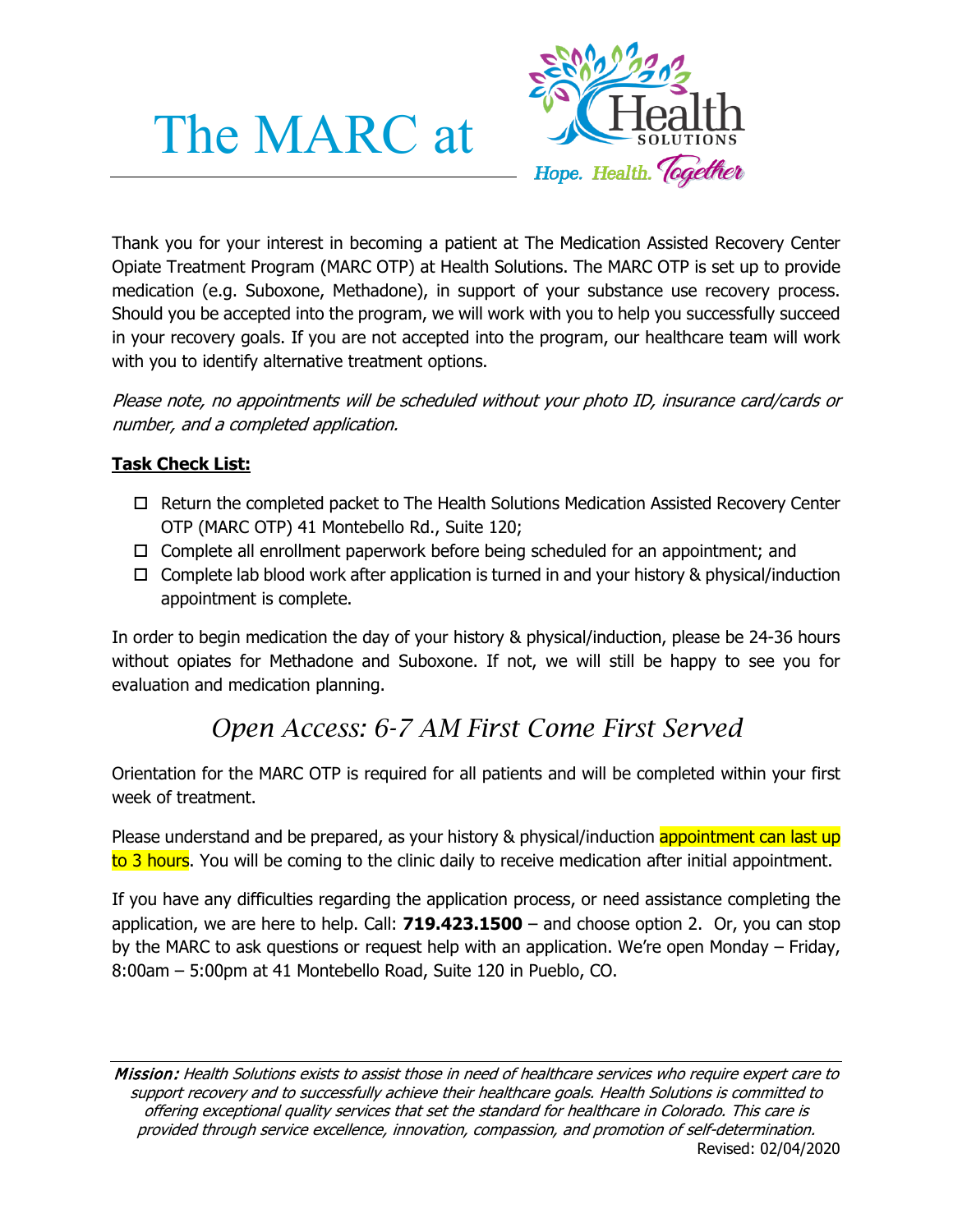# The MARC at Health Solutions

Hope. Health. Together

Thank you for your interest in becoming a patient at The Medication Assisted Recovery Center Opiate Treatment Program (MARC OTP) at Health Solutions. The MARC OTP is set up to provide medication (e.g. Suboxone, Methadone), in support of your substance use recovery process. Should you be accepted into the program, we will work with you to help you successfully succeed in your recovery goals. If you are not accepted into the program, our healthcare team will work with you to identify alternative treatment options.

*Please note, no appointments will be scheduled without your photo ID, insurance card/cards or number, and a completed application.*

**Task Check List:**

- ☐ Return the completed packet to The Health Solutions Medication Assisted Recovery Center OTP (MARC OTP) 41 Montebello Rd., Suite 120;
- ☐ Complete all enrollment paperwork before being scheduled for an appointment; and
- ☐ Complete lab blood work after application is turned in and your history & physical/induction appointment is complete.

In order to begin medication the day of your history & physical/induction, please be 24-36 hours without opiates for Methadone and Suboxone. If not, we will still be happy to see you for evaluation and medication planning.

## *Open Access: 6-7 AM First Come First Served*

Orientation for the MARC OTP is required for all patients and will be completed within your first week of treatment.

Please understand and be prepared, as your history & physical/induction appointment can last up to 3 hours. You will be coming to the clinic daily to receive medication after initial appointment.

If you have any difficulties regarding the application process, or need assistance completing the application, we are here to help. Call: **719.423.1500** – and choose option 2. Or, you can stop by the MARC to ask questions or request help with an application. We're open Monday – Friday, 8:00am – 5:00pm at 41 Montebello Road, Suite 120 in Pueblo, CO.

***Mission:*** *Health Solutions exists to assist those in need of healthcare services who require expert care to support recovery and to successfully achieve their healthcare goals. Health Solutions is committed to offering exceptional quality services that set the standard for healthcare in Colorado. This care is provided through service excellence, innovation, compassion, and promotion of self-determination.*

Revised: 02/04/2020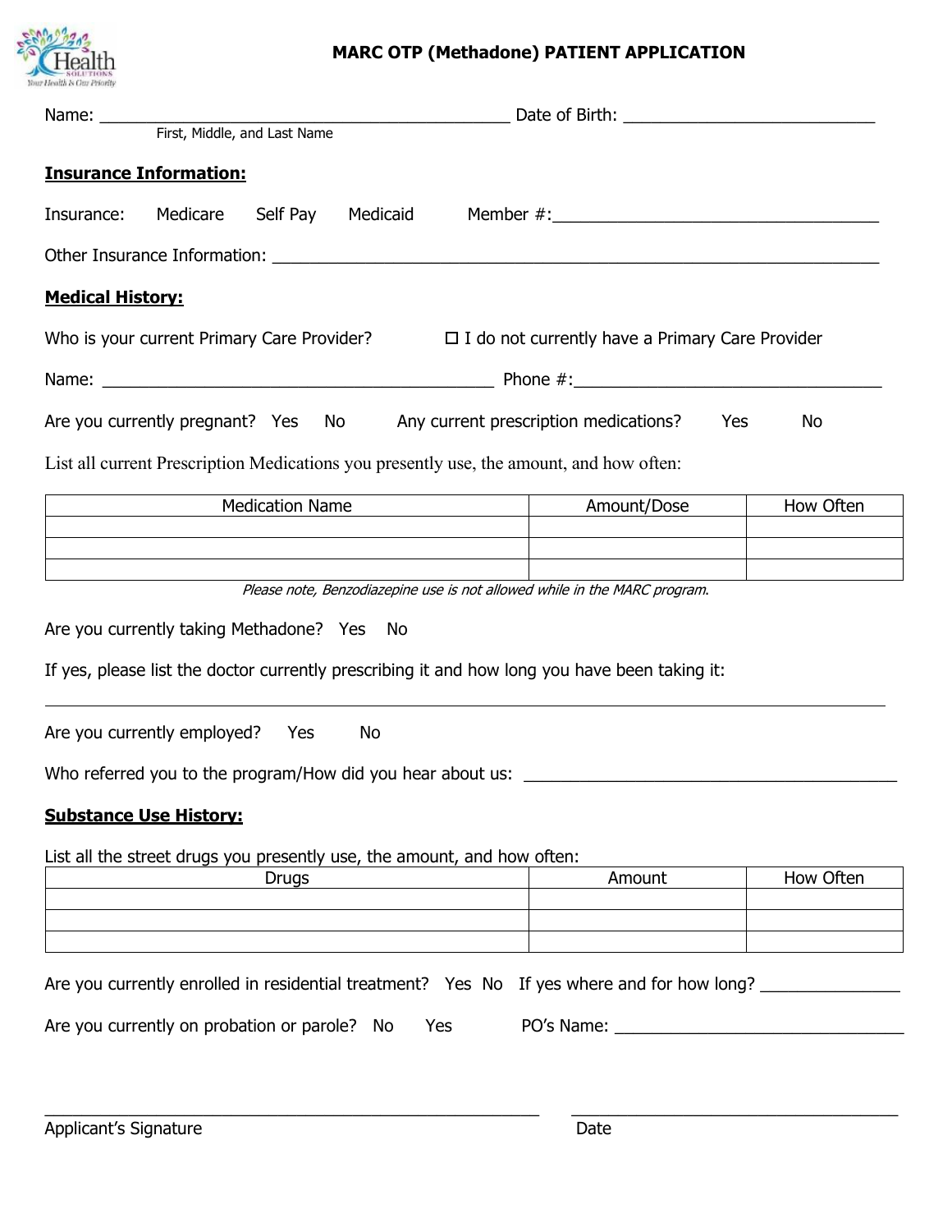# MARC OTP (Methadone) PATIENT APPLICATION

Name: _____________________________________________ Date of Birth: ____________________________

First, Middle, and Last Name

**Insurance Information:**

Insurance: Medicare Self Pay Medicaid Member #:___________________________________

Other Insurance Information: _____________________________________________________________

**Medical History:**

Who is your current Primary Care Provider? ☐ I do not currently have a Primary Care Provider

Name: ___________________________________________ Phone #:_________________________________

Are you currently pregnant? Yes No Any current prescription medications? Yes No

List all current Prescription Medications you presently use, the amount, and how often:

| Medication Name | Amount/Dose | How Often |
|---|---|---|
| | | |
| | | |
| | | |

*Please note, Benzodiazepine use is not allowed while in the MARC program.*

Are you currently taking Methadone? Yes No

If yes, please list the doctor currently prescribing it and how long you have been taking it:

_____________________________________________________________________________________________

Are you currently employed? Yes No

Who referred you to the program/How did you hear about us: _________________________________________

**Substance Use History:**

List all the street drugs you presently use, the amount, and how often:

| Drugs | Amount | How Often |
|---|---|---|
| | | |
| | | |
| | | |

Are you currently enrolled in residential treatment? Yes No If yes where and for how long? _______________

Are you currently on probation or parole? No Yes PO's Name: _______________________________

_______________________________________________________ ____________________________________

Applicant's Signature Date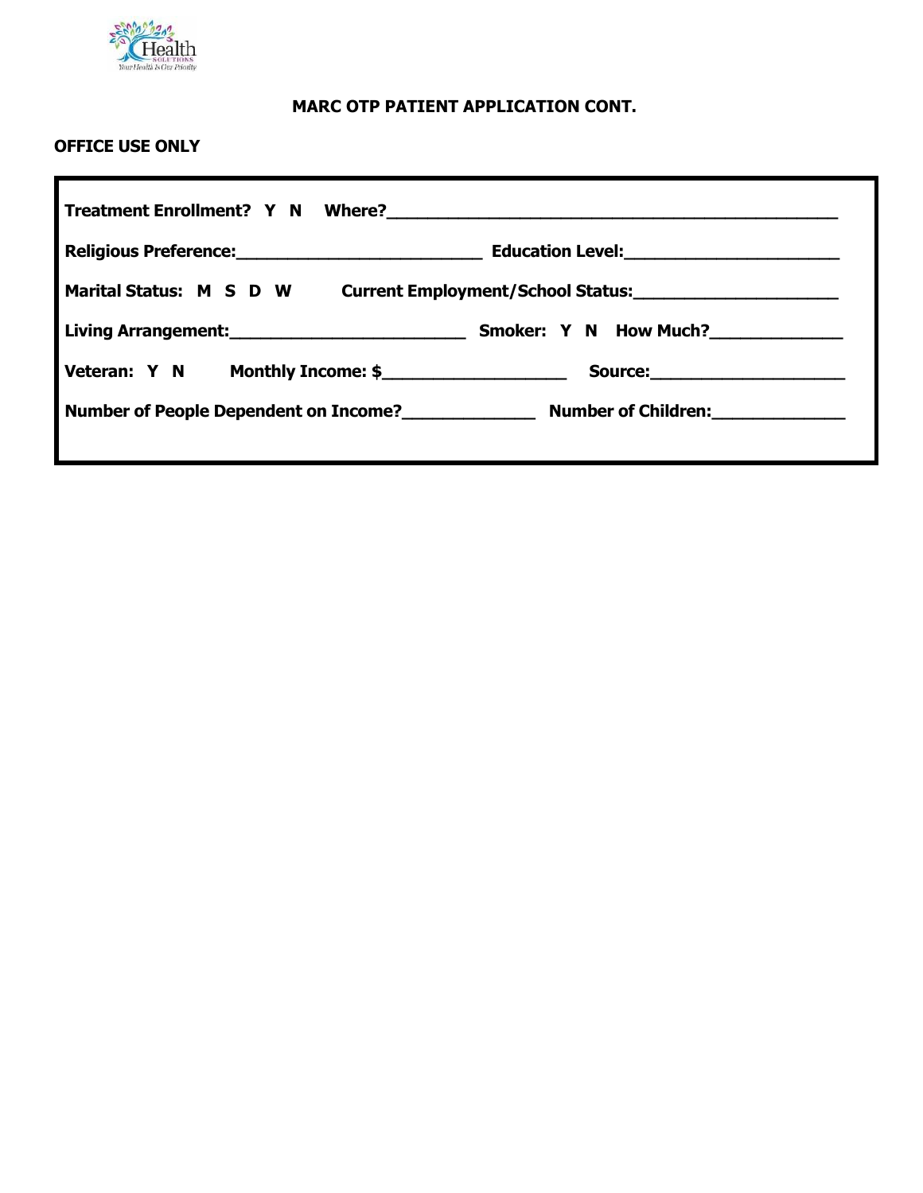## MARC OTP PATIENT APPLICATION CONT.

**OFFICE USE ONLY**

**Treatment Enrollment? Y N Where?**\_\_\_\_\_\_\_\_\_\_\_\_\_\_\_\_\_\_\_\_\_\_\_\_\_\_\_\_\_\_\_\_\_\_\_\_\_\_\_\_\_\_\_\_

**Religious Preference:**\_\_\_\_\_\_\_\_\_\_\_\_\_\_\_\_\_\_\_\_\_\_\_\_\_ **Education Level:**\_\_\_\_\_\_\_\_\_\_\_\_\_\_\_\_\_\_\_\_\_\_

**Marital Status: M S D W Current Employment/School Status:**\_\_\_\_\_\_\_\_\_\_\_\_\_\_\_\_\_\_\_\_\_

**Living Arrangement:**\_\_\_\_\_\_\_\_\_\_\_\_\_\_\_\_\_\_\_\_\_\_\_\_ **Smoker: Y N How Much?**\_\_\_\_\_\_\_\_\_\_\_\_\_\_

**Veteran: Y N Monthly Income: $**\_\_\_\_\_\_\_\_\_\_\_\_\_\_\_\_\_\_\_ **Source:**\_\_\_\_\_\_\_\_\_\_\_\_\_\_\_\_\_\_\_\_

**Number of People Dependent on Income?**\_\_\_\_\_\_\_\_\_\_\_\_\_\_ **Number of Children:**\_\_\_\_\_\_\_\_\_\_\_\_\_\_